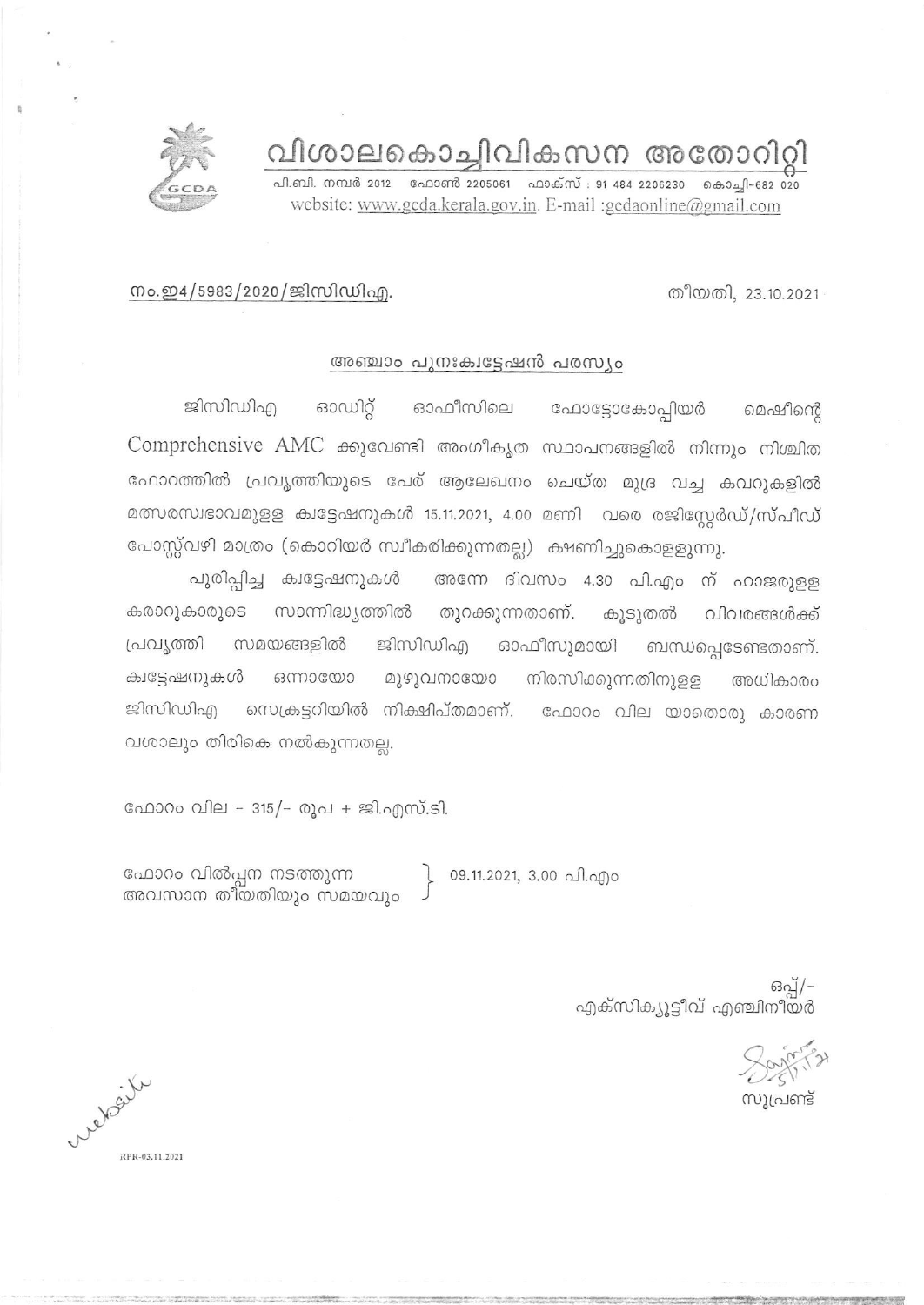# വിശാലകൊച്ചിവികസന അതോറിറ്റി

പി.ബി. നമ്പർ 2012 ഫോൺ 2205061 ഫാക്സ് : 91 484 2206230 കൊച്ചി-682 020
website: www.gcda.kerala.gov.in. E-mail :gcdaonline@gmail.com

നം.ഇ4/5983/2020/ജിസിഡിഎ. തീയതി, 23.10.2021

## അഞ്ചാം പുനഃക്വട്ടേഷൻ പരസ്യം

ജിസിഡിഎ ഓഡിറ്റ് ഓഫീസിലെ ഫോട്ടോകോപ്പിയർ മെഷീന്റെ Comprehensive AMC ക്കുവേണ്ടി അംഗീകൃത സ്ഥാപനങ്ങളിൽ നിന്നും നിശ്ചിത ഫോറത്തിൽ പ്രവൃത്തിയുടെ പേര് ആലേഖനം ചെയ്ത മുദ്ര വച്ച കവറുകളിൽ മത്സരസ്വഭാവമുളള ക്വട്ടേഷനുകൾ 15.11.2021, 4.00 മണി വരെ രജിസ്റ്റേർഡ്/സ്പീഡ് പോസ്റ്റ്‌വഴി മാത്രം (കൊറിയർ സ്വീകരിക്കുന്നതല്ല) ക്ഷണിച്ചുകൊളളുന്നു.

പൂരിപ്പിച്ച ക്വട്ടേഷനുകൾ അന്നേ ദിവസം 4.30 പി.എം ന് ഹാജരുളള കരാറുകാരുടെ സാന്നിദ്ധ്യത്തിൽ തുറക്കുന്നതാണ്. കൂടുതൽ വിവരങ്ങൾക്ക് പ്രവൃത്തി സമയങ്ങളിൽ ജിസിഡിഎ ഓഫീസുമായി ബന്ധപ്പെടേണ്ടതാണ്. ക്വട്ടേഷനുകൾ ഒന്നായോ മുഴുവനായോ നിരസിക്കുന്നതിനുളള അധികാരം ജിസിഡിഎ സെക്രട്ടറിയിൽ നിക്ഷിപ്തമാണ്. ഫോറം വില യാതൊരു കാരണ വശാലും തിരികെ നൽകുന്നതല്ല.

ഫോറം വില - 315/- രൂപ + ജി.എസ്.ടി.

ഫോറം വിൽപ്പന നടത്തുന്ന അവസാന തീയതിയും സമയവും } 09.11.2021, 3.00 പി.എം

ഒപ്പ്/-
എക്സിക്യൂട്ടീവ് എഞ്ചിനീയർ

സൂപ്രണ്ട്

website

RPR-03.11.2021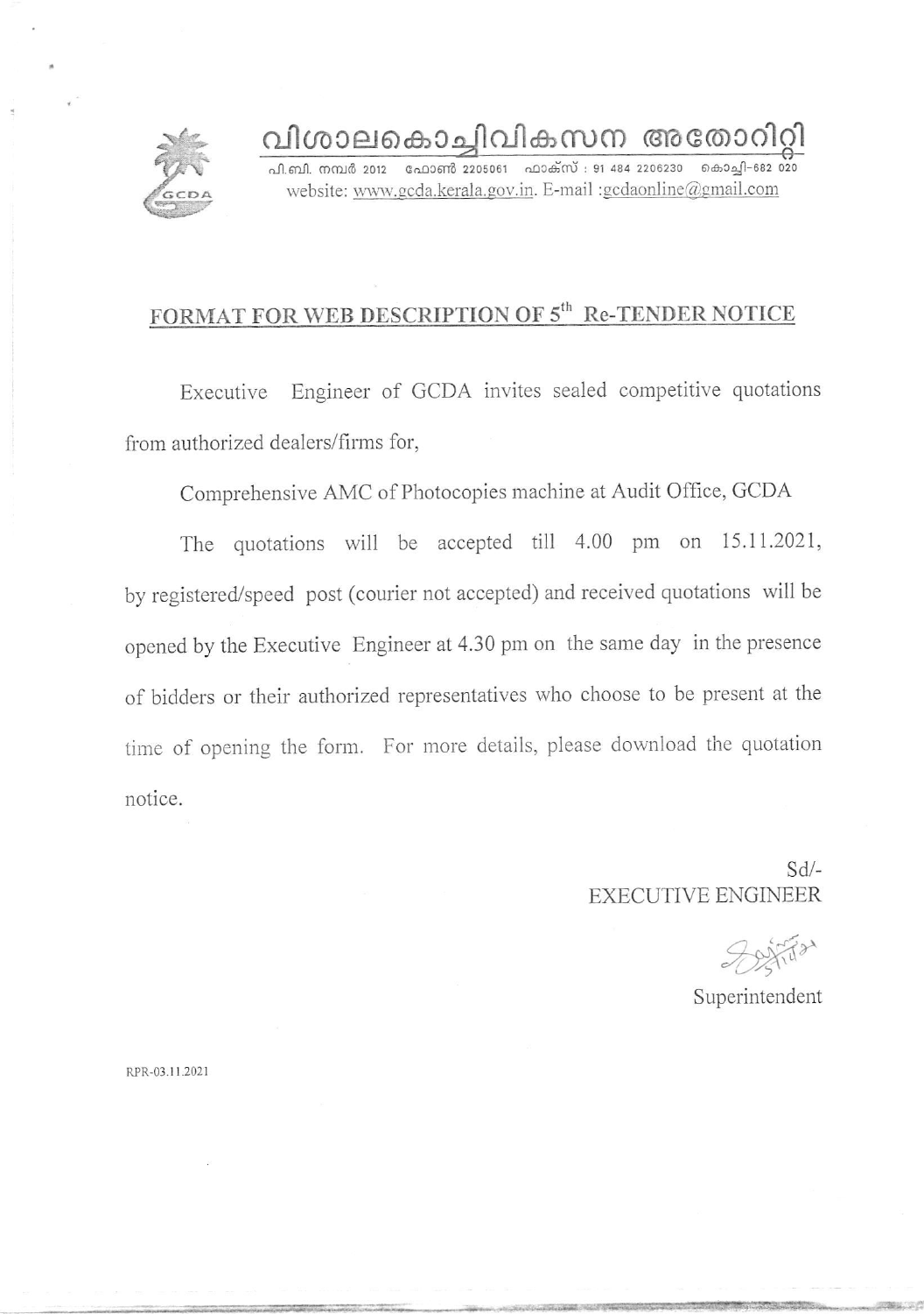വിശാലകൊച്ചിവികസന അതോറിറ്റി

പി.ബി. നമ്പർ 2012 ഫോൺ 2205061 ഫാക്സ് : 91 484 2206230 കൊച്ചി-682 020

website: www.gcda.kerala.gov.in. E-mail :gcdaonline@gmail.com

## FORMAT FOR WEB DESCRIPTION OF 5th Re-TENDER NOTICE

Executive Engineer of GCDA invites sealed competitive quotations from authorized dealers/firms for,

Comprehensive AMC of Photocopies machine at Audit Office, GCDA

The quotations will be accepted till 4.00 pm on 15.11.2021, by registered/speed post (courier not accepted) and received quotations will be opened by the Executive Engineer at 4.30 pm on the same day in the presence of bidders or their authorized representatives who choose to be present at the time of opening the form. For more details, please download the quotation notice.

Sd/-
EXECUTIVE ENGINEER

Superintendent

RPR-03.11.2021